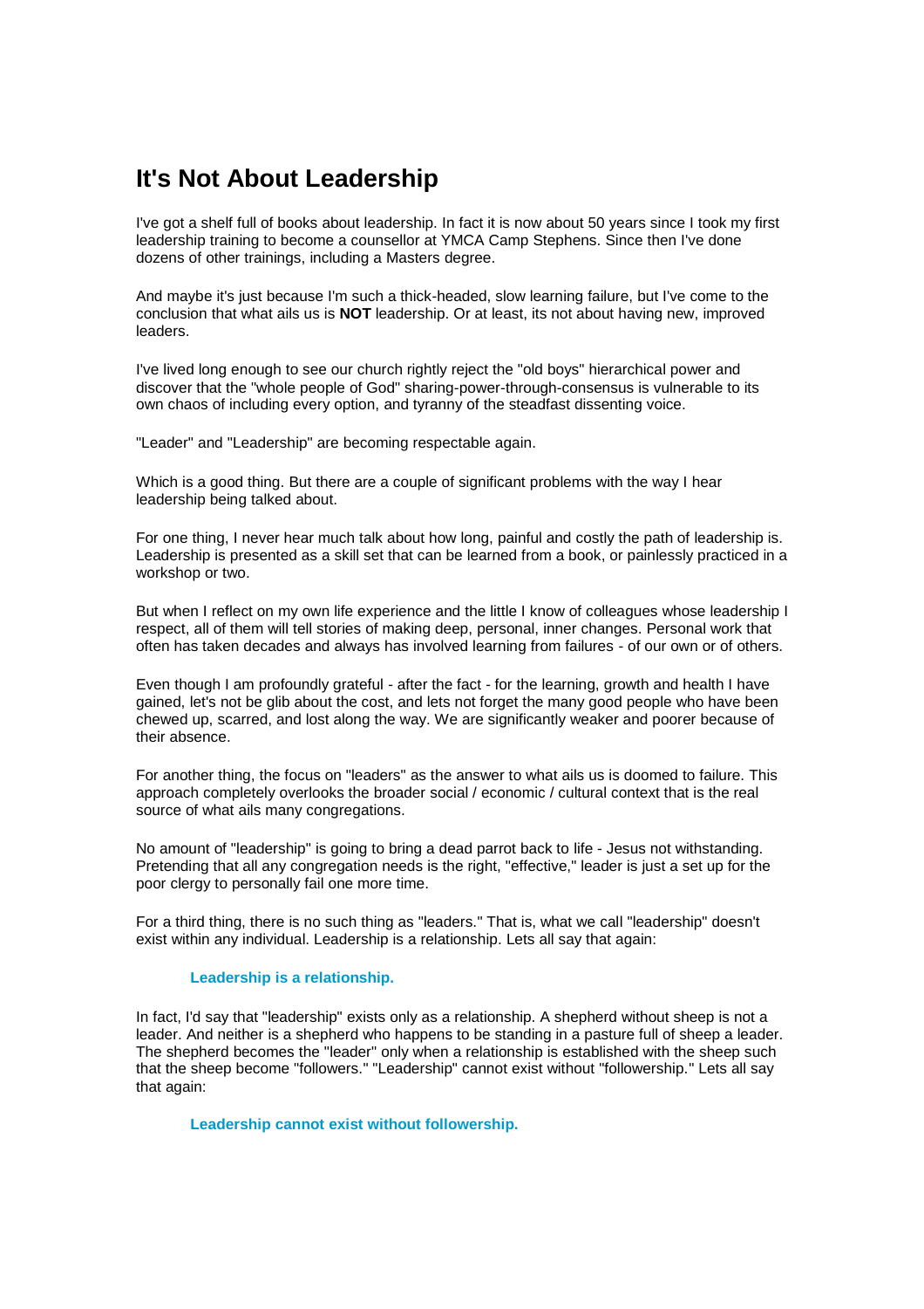# It's Not About Leadership

I've got a shelf full of books about leadership. In fact it is now about 50 years since I took my first leadership training to become a counsellor at YMCA Camp Stephens. Since then I've done dozens of other trainings, including a Masters degree.

And maybe it's just because I'm such a thick-headed, slow learning failure, but I've come to the conclusion that what ails us is **NOT** leadership. Or at least, its not about having new, improved leaders.

I've lived long enough to see our church rightly reject the "old boys" hierarchical power and discover that the "whole people of God" sharing-power-through-consensus is vulnerable to its own chaos of including every option, and tyranny of the steadfast dissenting voice.

"Leader" and "Leadership" are becoming respectable again.

Which is a good thing. But there are a couple of significant problems with the way I hear leadership being talked about.

For one thing, I never hear much talk about how long, painful and costly the path of leadership is. Leadership is presented as a skill set that can be learned from a book, or painlessly practiced in a workshop or two.

But when I reflect on my own life experience and the little I know of colleagues whose leadership I respect, all of them will tell stories of making deep, personal, inner changes. Personal work that often has taken decades and always has involved learning from failures - of our own or of others.

Even though I am profoundly grateful - after the fact - for the learning, growth and health I have gained, let's not be glib about the cost, and lets not forget the many good people who have been chewed up, scarred, and lost along the way. We are significantly weaker and poorer because of their absence.

For another thing, the focus on "leaders" as the answer to what ails us is doomed to failure. This approach completely overlooks the broader social / economic / cultural context that is the real source of what ails many congregations.

No amount of "leadership" is going to bring a dead parrot back to life - Jesus not withstanding. Pretending that all any congregation needs is the right, "effective," leader is just a set up for the poor clergy to personally fail one more time.

For a third thing, there is no such thing as "leaders." That is, what we call "leadership" doesn't exist within any individual. Leadership is a relationship. Lets all say that again:

> **Leadership is a relationship.**

In fact, I'd say that "leadership" exists only as a relationship. A shepherd without sheep is not a leader. And neither is a shepherd who happens to be standing in a pasture full of sheep a leader. The shepherd becomes the "leader" only when a relationship is established with the sheep such that the sheep become "followers." "Leadership" cannot exist without "followership." Lets all say that again:

> **Leadership cannot exist without followership.**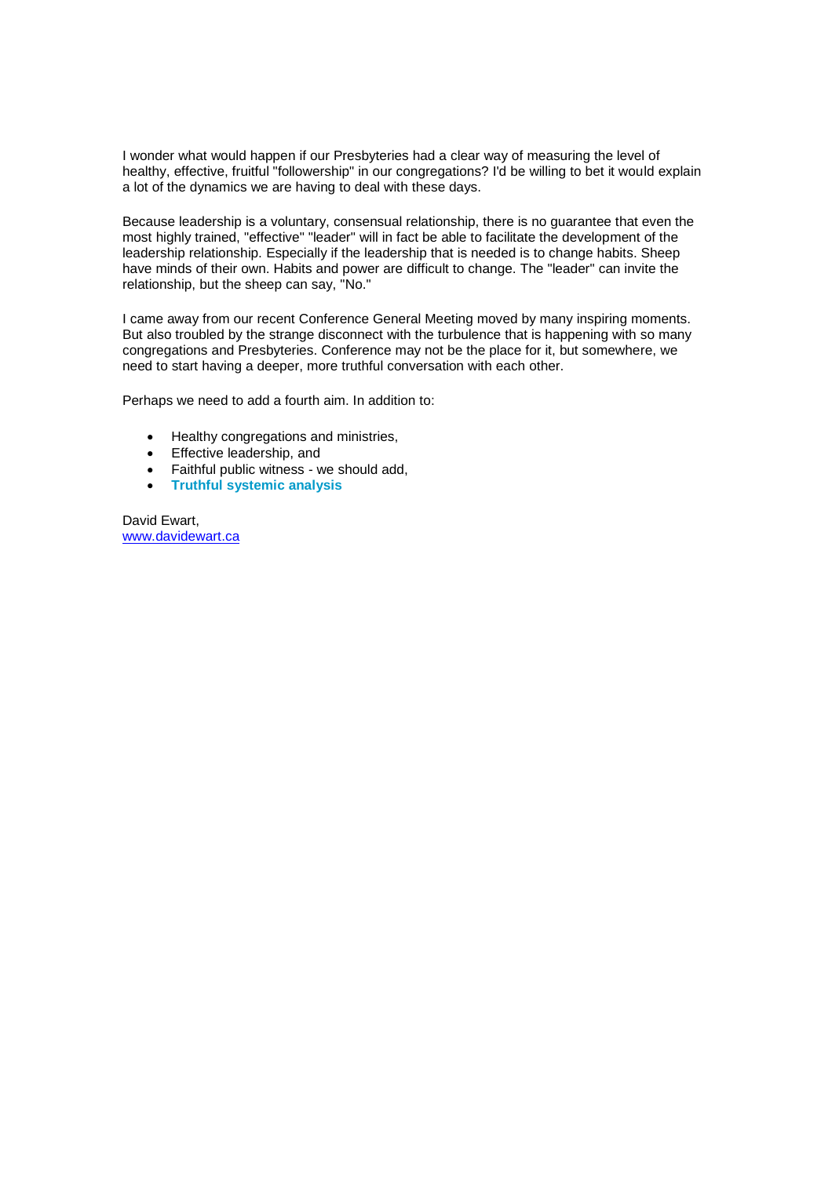I wonder what would happen if our Presbyteries had a clear way of measuring the level of healthy, effective, fruitful "followership" in our congregations? I'd be willing to bet it would explain a lot of the dynamics we are having to deal with these days.

Because leadership is a voluntary, consensual relationship, there is no guarantee that even the most highly trained, "effective" "leader" will in fact be able to facilitate the development of the leadership relationship. Especially if the leadership that is needed is to change habits. Sheep have minds of their own. Habits and power are difficult to change. The "leader" can invite the relationship, but the sheep can say, "No."

I came away from our recent Conference General Meeting moved by many inspiring moments. But also troubled by the strange disconnect with the turbulence that is happening with so many congregations and Presbyteries. Conference may not be the place for it, but somewhere, we need to start having a deeper, more truthful conversation with each other.

Perhaps we need to add a fourth aim. In addition to:

- Healthy congregations and ministries,
- Effective leadership, and
- Faithful public witness - we should add,
- **Truthful systemic analysis**

David Ewart,
[www.davidewart.ca](http://www.davidewart.ca)